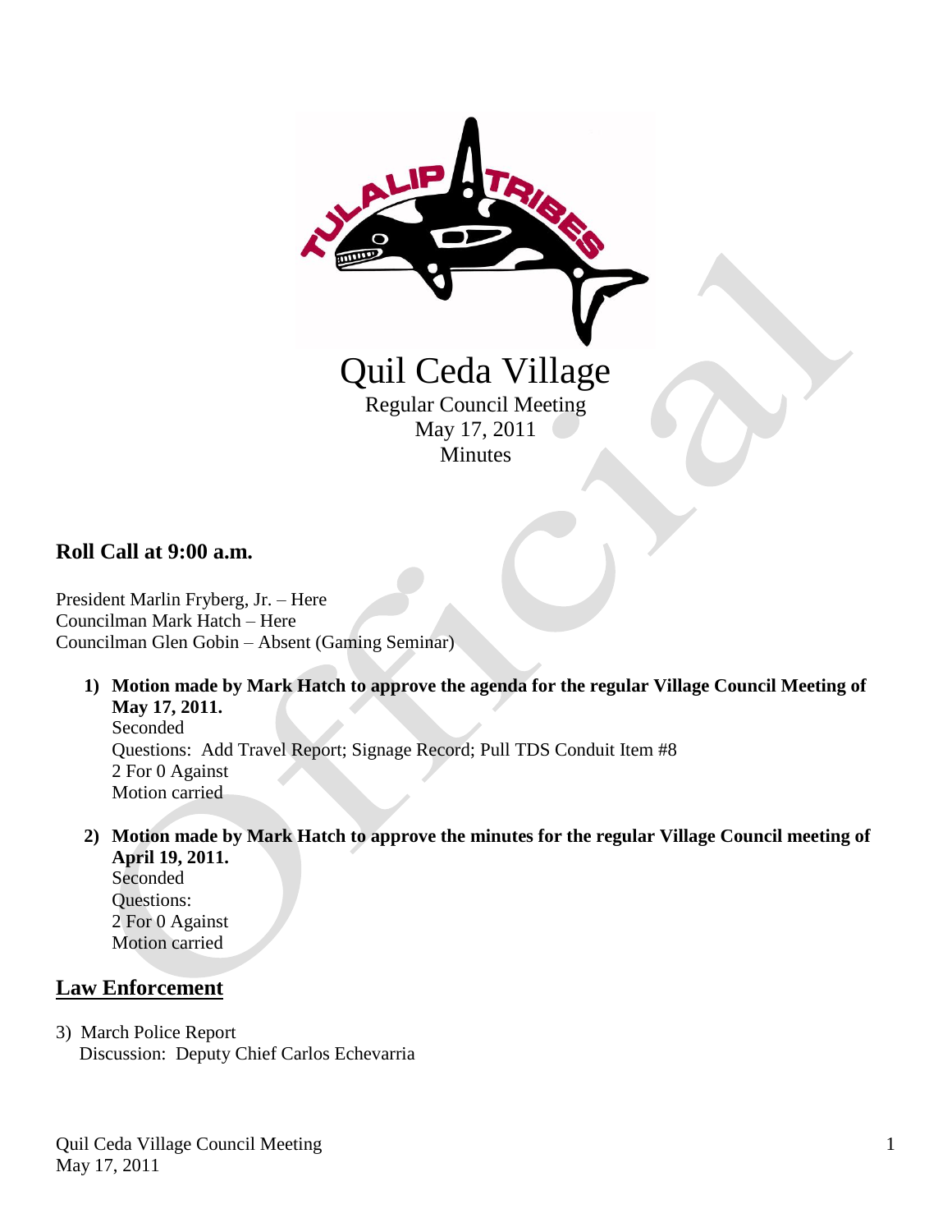# Quil Ceda Village

Regular Council Meeting
May 17, 2011
Minutes

## Roll Call at 9:00 a.m.

President Marlin Fryberg, Jr. – Here
Councilman Mark Hatch – Here
Councilman Glen Gobin – Absent (Gaming Seminar)

1) **Motion made by Mark Hatch to approve the agenda for the regular Village Council Meeting of May 17, 2011.**
   Seconded
   Questions: Add Travel Report; Signage Record; Pull TDS Conduit Item #8
   2 For 0 Against
   Motion carried

2) **Motion made by Mark Hatch to approve the minutes for the regular Village Council meeting of April 19, 2011.**
   Seconded
   Questions:
   2 For 0 Against
   Motion carried

## Law Enforcement

3) March Police Report
   Discussion: Deputy Chief Carlos Echevarria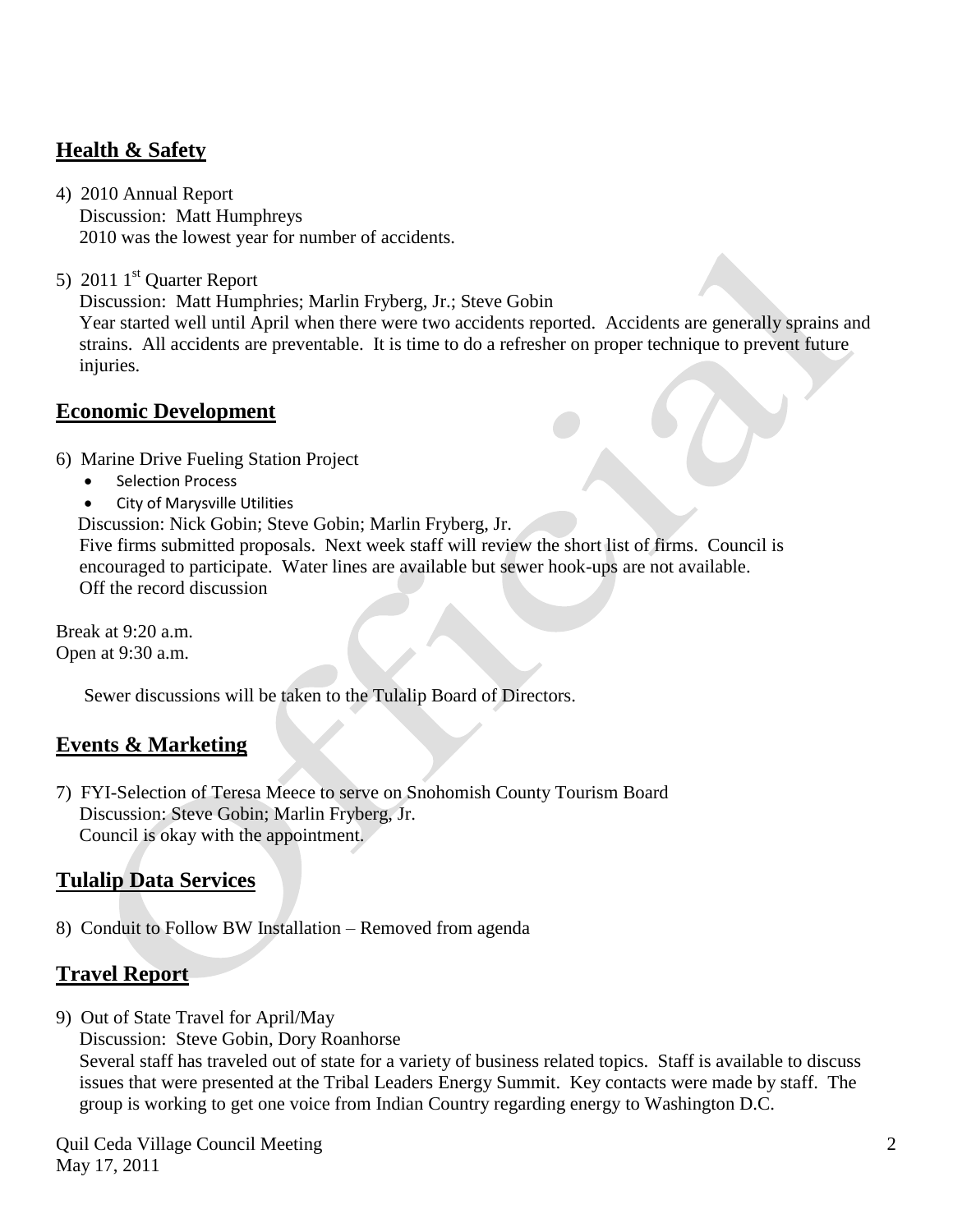## Health & Safety

4) 2010 Annual Report
   Discussion: Matt Humphreys
   2010 was the lowest year for number of accidents.

5) 2011 1st Quarter Report
   Discussion: Matt Humphries; Marlin Fryberg, Jr.; Steve Gobin
   Year started well until April when there were two accidents reported. Accidents are generally sprains and strains. All accidents are preventable. It is time to do a refresher on proper technique to prevent future injuries.

## Economic Development

6) Marine Drive Fueling Station Project
   - Selection Process
   - City of Marysville Utilities

   Discussion: Nick Gobin; Steve Gobin; Marlin Fryberg, Jr.
   Five firms submitted proposals. Next week staff will review the short list of firms. Council is encouraged to participate. Water lines are available but sewer hook-ups are not available.
   Off the record discussion

Break at 9:20 a.m.
Open at 9:30 a.m.

Sewer discussions will be taken to the Tulalip Board of Directors.

## Events & Marketing

7) FYI-Selection of Teresa Meece to serve on Snohomish County Tourism Board
   Discussion: Steve Gobin; Marlin Fryberg, Jr.
   Council is okay with the appointment.

## Tulalip Data Services

8) Conduit to Follow BW Installation – Removed from agenda

## Travel Report

9) Out of State Travel for April/May
   Discussion: Steve Gobin, Dory Roanhorse
   Several staff has traveled out of state for a variety of business related topics. Staff is available to discuss issues that were presented at the Tribal Leaders Energy Summit. Key contacts were made by staff. The group is working to get one voice from Indian Country regarding energy to Washington D.C.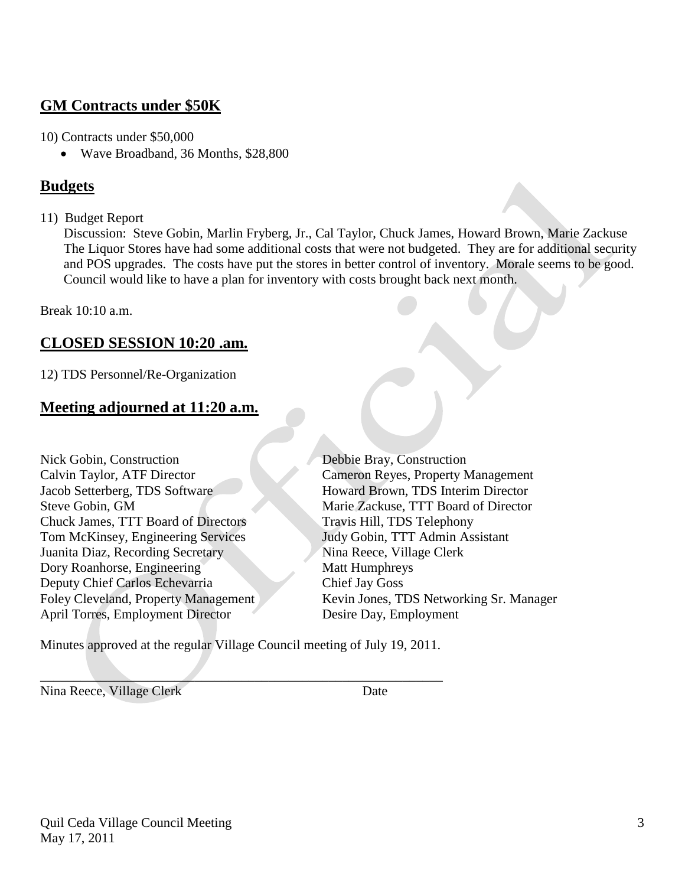## GM Contracts under $50K

10) Contracts under $50,000

- Wave Broadband, 36 Months, $28,800

## Budgets

11) Budget Report

Discussion: Steve Gobin, Marlin Fryberg, Jr., Cal Taylor, Chuck James, Howard Brown, Marie Zackuse The Liquor Stores have had some additional costs that were not budgeted. They are for additional security and POS upgrades. The costs have put the stores in better control of inventory. Morale seems to be good. Council would like to have a plan for inventory with costs brought back next month.

Break 10:10 a.m.

## CLOSED SESSION 10:20 .am.

12) TDS Personnel/Re-Organization

## Meeting adjourned at 11:20 a.m.

Nick Gobin, Construction
Calvin Taylor, ATF Director
Jacob Setterberg, TDS Software
Steve Gobin, GM
Chuck James, TTT Board of Directors
Tom McKinsey, Engineering Services
Juanita Diaz, Recording Secretary
Dory Roanhorse, Engineering
Deputy Chief Carlos Echevarria
Foley Cleveland, Property Management
April Torres, Employment Director
Debbie Bray, Construction
Cameron Reyes, Property Management
Howard Brown, TDS Interim Director
Marie Zackuse, TTT Board of Director
Travis Hill, TDS Telephony
Judy Gobin, TTT Admin Assistant
Nina Reece, Village Clerk
Matt Humphreys
Chief Jay Goss
Kevin Jones, TDS Networking Sr. Manager
Desire Day, Employment

Minutes approved at the regular Village Council meeting of July 19, 2011.

\_\_\_\_\_\_\_\_\_\_\_\_\_\_\_\_\_\_\_\_\_\_\_\_\_\_\_\_\_\_\_\_\_\_\_\_\_\_\_\_\_\_\_\_\_\_\_\_\_\_\_\_\_\_\_\_\_\_\_\_

Nina Reece, Village Clerk Date